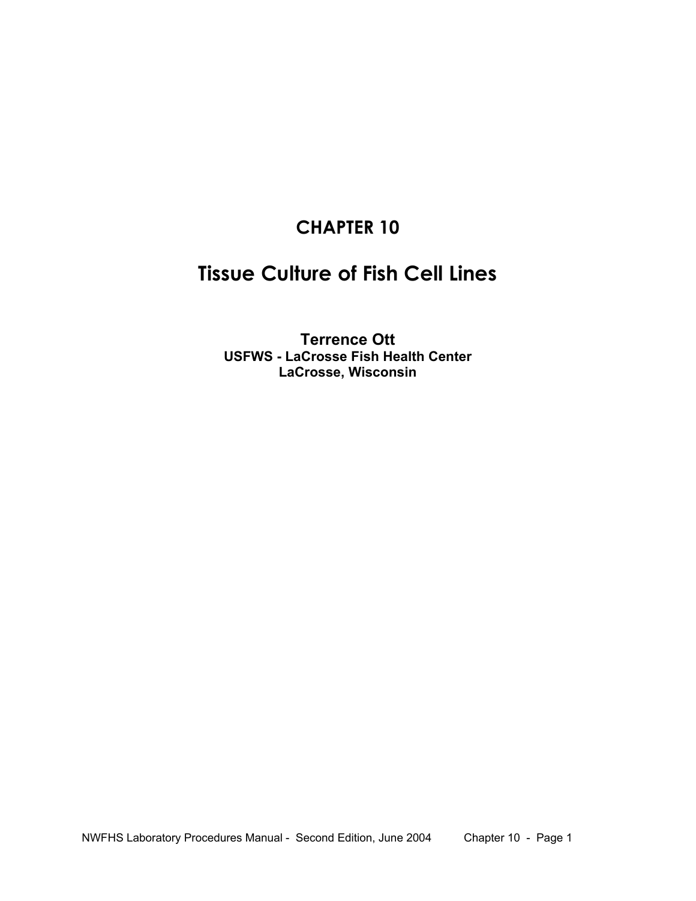# CHAPTER 10

# Tissue Culture of Fish Cell Lines

**Terrence Ott**
**USFWS - LaCrosse Fish Health Center**
**LaCrosse, Wisconsin**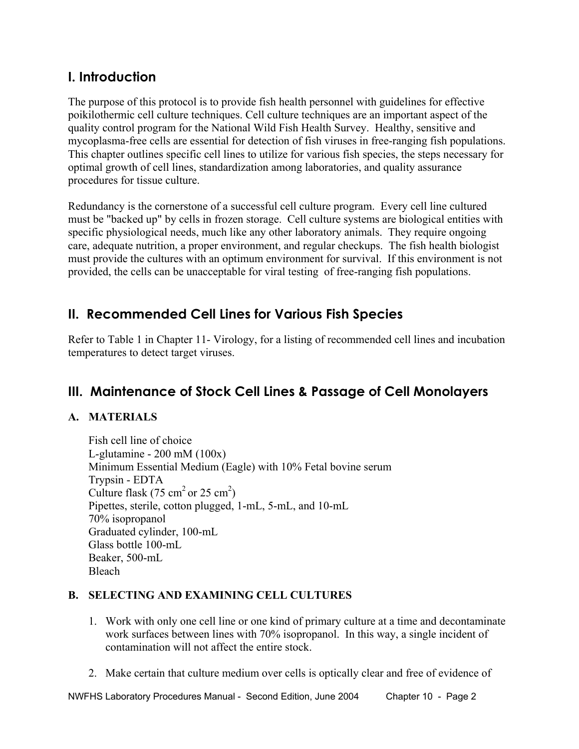## I. Introduction

The purpose of this protocol is to provide fish health personnel with guidelines for effective poikilothermic cell culture techniques. Cell culture techniques are an important aspect of the quality control program for the National Wild Fish Health Survey. Healthy, sensitive and mycoplasma-free cells are essential for detection of fish viruses in free-ranging fish populations. This chapter outlines specific cell lines to utilize for various fish species, the steps necessary for optimal growth of cell lines, standardization among laboratories, and quality assurance procedures for tissue culture.

Redundancy is the cornerstone of a successful cell culture program. Every cell line cultured must be "backed up" by cells in frozen storage. Cell culture systems are biological entities with specific physiological needs, much like any other laboratory animals. They require ongoing care, adequate nutrition, a proper environment, and regular checkups. The fish health biologist must provide the cultures with an optimum environment for survival. If this environment is not provided, the cells can be unacceptable for viral testing of free-ranging fish populations.

## II. Recommended Cell Lines for Various Fish Species

Refer to Table 1 in Chapter 11- Virology, for a listing of recommended cell lines and incubation temperatures to detect target viruses.

## III. Maintenance of Stock Cell Lines & Passage of Cell Monolayers

### A. MATERIALS

Fish cell line of choice
L-glutamine - 200 mM (100x)
Minimum Essential Medium (Eagle) with 10% Fetal bovine serum
Trypsin - EDTA
Culture flask (75 $cm^2$ or 25 $cm^2$)
Pipettes, sterile, cotton plugged, 1-mL, 5-mL, and 10-mL
70% isopropanol
Graduated cylinder, 100-mL
Glass bottle 100-mL
Beaker, 500-mL
Bleach

### B. SELECTING AND EXAMINING CELL CULTURES

1. Work with only one cell line or one kind of primary culture at a time and decontaminate work surfaces between lines with 70% isopropanol. In this way, a single incident of contamination will not affect the entire stock.

2. Make certain that culture medium over cells is optically clear and free of evidence of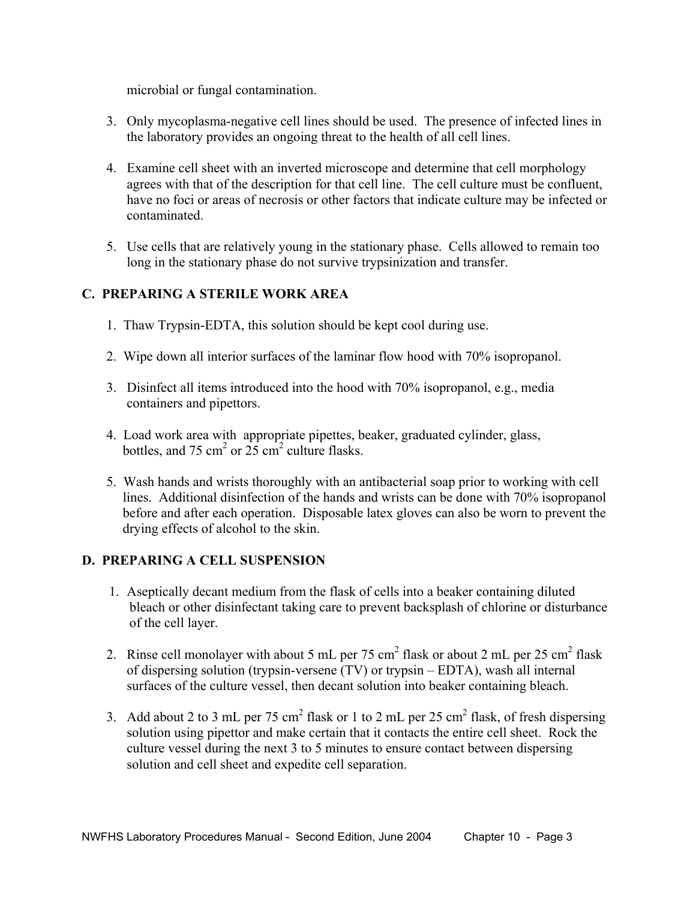microbial or fungal contamination.

3. Only mycoplasma-negative cell lines should be used. The presence of infected lines in the laboratory provides an ongoing threat to the health of all cell lines.

4. Examine cell sheet with an inverted microscope and determine that cell morphology agrees with that of the description for that cell line. The cell culture must be confluent, have no foci or areas of necrosis or other factors that indicate culture may be infected or contaminated.

5. Use cells that are relatively young in the stationary phase. Cells allowed to remain too long in the stationary phase do not survive trypsinization and transfer.

## C. PREPARING A STERILE WORK AREA

1. Thaw Trypsin-EDTA, this solution should be kept cool during use.

2. Wipe down all interior surfaces of the laminar flow hood with 70% isopropanol.

3. Disinfect all items introduced into the hood with 70% isopropanol, e.g., media containers and pipettors.

4. Load work area with appropriate pipettes, beaker, graduated cylinder, glass, bottles, and 75 $cm^2$ or 25 $cm^2$ culture flasks.

5. Wash hands and wrists thoroughly with an antibacterial soap prior to working with cell lines. Additional disinfection of the hands and wrists can be done with 70% isopropanol before and after each operation. Disposable latex gloves can also be worn to prevent the drying effects of alcohol to the skin.

## D. PREPARING A CELL SUSPENSION

1. Aseptically decant medium from the flask of cells into a beaker containing diluted bleach or other disinfectant taking care to prevent backsplash of chlorine or disturbance of the cell layer.

2. Rinse cell monolayer with about 5 mL per 75 $cm^2$ flask or about 2 mL per 25 $cm^2$ flask of dispersing solution (trypsin-versene (TV) or trypsin – EDTA), wash all internal surfaces of the culture vessel, then decant solution into beaker containing bleach.

3. Add about 2 to 3 mL per 75 $cm^2$ flask or 1 to 2 mL per 25 $cm^2$ flask, of fresh dispersing solution using pipettor and make certain that it contacts the entire cell sheet. Rock the culture vessel during the next 3 to 5 minutes to ensure contact between dispersing solution and cell sheet and expedite cell separation.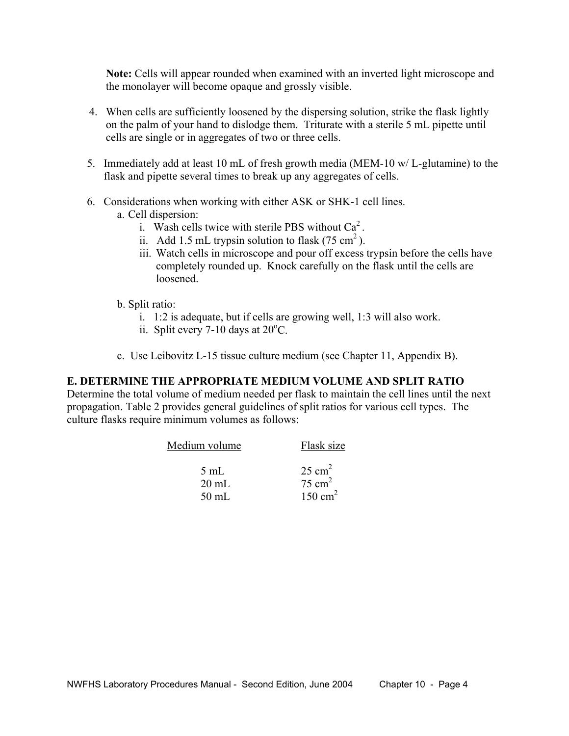**Note:** Cells will appear rounded when examined with an inverted light microscope and the monolayer will become opaque and grossly visible.

4. When cells are sufficiently loosened by the dispersing solution, strike the flask lightly on the palm of your hand to dislodge them. Triturate with a sterile 5 mL pipette until cells are single or in aggregates of two or three cells.

5. Immediately add at least 10 mL of fresh growth media (MEM-10 w/ L-glutamine) to the flask and pipette several times to break up any aggregates of cells.

6. Considerations when working with either ASK or SHK-1 cell lines.
   a. Cell dispersion:
      i. Wash cells twice with sterile PBS without $Ca^2$.
      ii. Add 1.5 mL trypsin solution to flask (75 $cm^2$).
      iii. Watch cells in microscope and pour off excess trypsin before the cells have completely rounded up. Knock carefully on the flask until the cells are loosened.

   b. Split ratio:
      i. 1:2 is adequate, but if cells are growing well, 1:3 will also work.
      ii. Split every 7-10 days at 20°C.

   c. Use Leibovitz L-15 tissue culture medium (see Chapter 11, Appendix B).

### E. DETERMINE THE APPROPRIATE MEDIUM VOLUME AND SPLIT RATIO

Determine the total volume of medium needed per flask to maintain the cell lines until the next propagation. Table 2 provides general guidelines of split ratios for various cell types. The culture flasks require minimum volumes as follows:

| Medium volume | Flask size |
|---|---|
| 5 mL | 25 $cm^2$ |
| 20 mL | 75 $cm^2$ |
| 50 mL | 150 $cm^2$ |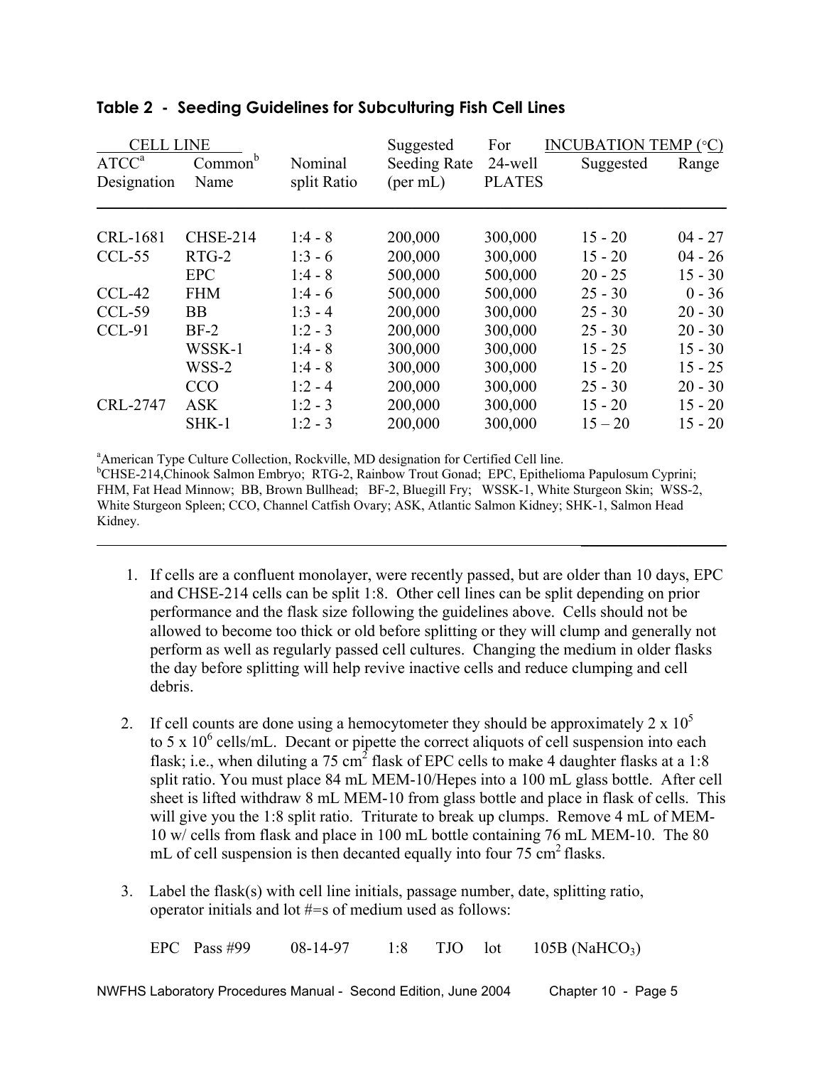**Table 2 - Seeding Guidelines for Subculturing Fish Cell Lines**

| CELL LINE | | | Suggested | For | INCUBATION TEMP (°C) | |
|---|---|---|---|---|---|---|
| ATCC[a] Designation | Common[b] Name | Nominal split Ratio | Seeding Rate (per mL) | 24-well PLATES | Suggested | Range |
| CRL-1681 | CHSE-214 | 1:4 - 8 | 200,000 | 300,000 | 15 - 20 | 04 - 27 |
| CCL-55 | RTG-2 | 1:3 - 6 | 200,000 | 300,000 | 15 - 20 | 04 - 26 |
| | EPC | 1:4 - 8 | 500,000 | 500,000 | 20 - 25 | 15 - 30 |
| CCL-42 | FHM | 1:4 - 6 | 500,000 | 500,000 | 25 - 30 | 0 - 36 |
| CCL-59 | BB | 1:3 - 4 | 200,000 | 300,000 | 25 - 30 | 20 - 30 |
| CCL-91 | BF-2 | 1:2 - 3 | 200,000 | 300,000 | 25 - 30 | 20 - 30 |
| | WSSK-1 | 1:4 - 8 | 300,000 | 300,000 | 15 - 25 | 15 - 30 |
| | WSS-2 | 1:4 - 8 | 300,000 | 300,000 | 15 - 20 | 15 - 25 |
| | CCO | 1:2 - 4 | 200,000 | 300,000 | 25 - 30 | 20 - 30 |
| CRL-2747 | ASK | 1:2 - 3 | 200,000 | 300,000 | 15 - 20 | 15 - 20 |
| | SHK-1 | 1:2 - 3 | 200,000 | 300,000 | 15 – 20 | 15 - 20 |

[a]American Type Culture Collection, Rockville, MD designation for Certified Cell line.
[b]CHSE-214,Chinook Salmon Embryo; RTG-2, Rainbow Trout Gonad; EPC, Epithelioma Papulosum Cyprini; FHM, Fat Head Minnow; BB, Brown Bullhead; BF-2, Bluegill Fry; WSSK-1, White Sturgeon Skin; WSS-2, White Sturgeon Spleen; CCO, Channel Catfish Ovary; ASK, Atlantic Salmon Kidney; SHK-1, Salmon Head Kidney.

1. If cells are a confluent monolayer, were recently passed, but are older than 10 days, EPC and CHSE-214 cells can be split 1:8. Other cell lines can be split depending on prior performance and the flask size following the guidelines above. Cells should not be allowed to become too thick or old before splitting or they will clump and generally not perform as well as regularly passed cell cultures. Changing the medium in older flasks the day before splitting will help revive inactive cells and reduce clumping and cell debris.

2. If cell counts are done using a hemocytometer they should be approximately $2 \times 10^5$ to $5 \times 10^6$ cells/mL. Decant or pipette the correct aliquots of cell suspension into each flask; i.e., when diluting a 75 $cm^2$ flask of EPC cells to make 4 daughter flasks at a 1:8 split ratio. You must place 84 mL MEM-10/Hepes into a 100 mL glass bottle. After cell sheet is lifted withdraw 8 mL MEM-10 from glass bottle and place in flask of cells. This will give you the 1:8 split ratio. Triturate to break up clumps. Remove 4 mL of MEM-10 w/ cells from flask and place in 100 mL bottle containing 76 mL MEM-10. The 80 mL of cell suspension is then decanted equally into four 75 $cm^2$ flasks.

3. Label the flask(s) with cell line initials, passage number, date, splitting ratio, operator initials and lot #=s of medium used as follows:

   EPC Pass #99 08-14-97 1:8 TJO lot 105B ($NaHCO_3$)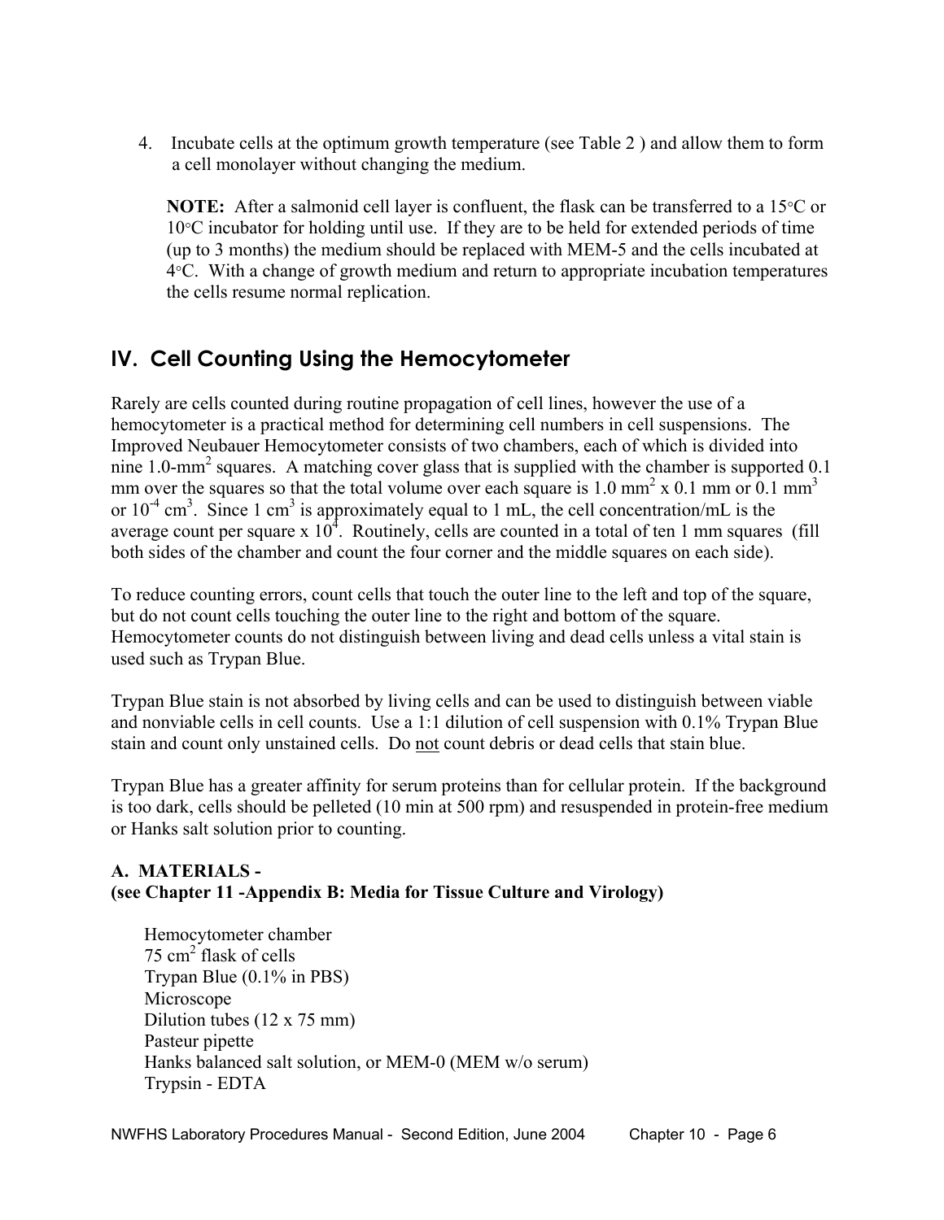4. Incubate cells at the optimum growth temperature (see Table 2 ) and allow them to form a cell monolayer without changing the medium.

   **NOTE:** After a salmonid cell layer is confluent, the flask can be transferred to a 15°C or 10°C incubator for holding until use. If they are to be held for extended periods of time (up to 3 months) the medium should be replaced with MEM-5 and the cells incubated at 4°C. With a change of growth medium and return to appropriate incubation temperatures the cells resume normal replication.

## IV. Cell Counting Using the Hemocytometer

Rarely are cells counted during routine propagation of cell lines, however the use of a hemocytometer is a practical method for determining cell numbers in cell suspensions. The Improved Neubauer Hemocytometer consists of two chambers, each of which is divided into nine 1.0-$mm^2$ squares. A matching cover glass that is supplied with the chamber is supported 0.1 mm over the squares so that the total volume over each square is 1.0 $mm^2$ x 0.1 mm or 0.1 $mm^3$ or $10^{-4}$ $cm^3$. Since 1 $cm^3$ is approximately equal to 1 mL, the cell concentration/mL is the average count per square x $10^4$. Routinely, cells are counted in a total of ten 1 mm squares (fill both sides of the chamber and count the four corner and the middle squares on each side).

To reduce counting errors, count cells that touch the outer line to the left and top of the square, but do not count cells touching the outer line to the right and bottom of the square. Hemocytometer counts do not distinguish between living and dead cells unless a vital stain is used such as Trypan Blue.

Trypan Blue stain is not absorbed by living cells and can be used to distinguish between viable and nonviable cells in cell counts. Use a 1:1 dilution of cell suspension with 0.1% Trypan Blue stain and count only unstained cells. Do not count debris or dead cells that stain blue.

Trypan Blue has a greater affinity for serum proteins than for cellular protein. If the background is too dark, cells should be pelleted (10 min at 500 rpm) and resuspended in protein-free medium or Hanks salt solution prior to counting.

### A. MATERIALS -
**(see Chapter 11 -Appendix B: Media for Tissue Culture and Virology)**

Hemocytometer chamber
75 $cm^2$ flask of cells
Trypan Blue (0.1% in PBS)
Microscope
Dilution tubes (12 x 75 mm)
Pasteur pipette
Hanks balanced salt solution, or MEM-0 (MEM w/o serum)
Trypsin - EDTA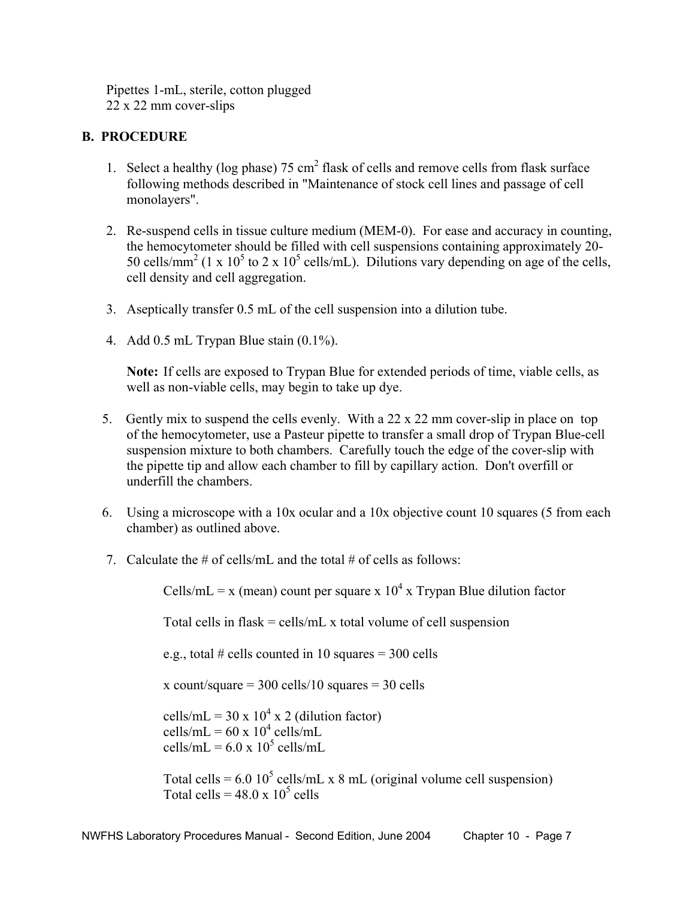Pipettes 1-mL, sterile, cotton plugged
22 x 22 mm cover-slips

## B. PROCEDURE

1. Select a healthy (log phase) 75 $cm^2$ flask of cells and remove cells from flask surface following methods described in "Maintenance of stock cell lines and passage of cell monolayers".

2. Re-suspend cells in tissue culture medium (MEM-0). For ease and accuracy in counting, the hemocytometer should be filled with cell suspensions containing approximately 20-50 cells/$mm^2$ ($1 \times 10^5$ to $2 \times 10^5$ cells/mL). Dilutions vary depending on age of the cells, cell density and cell aggregation.

3. Aseptically transfer 0.5 mL of the cell suspension into a dilution tube.

4. Add 0.5 mL Trypan Blue stain (0.1%).

   **Note:** If cells are exposed to Trypan Blue for extended periods of time, viable cells, as well as non-viable cells, may begin to take up dye.

5. Gently mix to suspend the cells evenly. With a 22 x 22 mm cover-slip in place on top of the hemocytometer, use a Pasteur pipette to transfer a small drop of Trypan Blue-cell suspension mixture to both chambers. Carefully touch the edge of the cover-slip with the pipette tip and allow each chamber to fill by capillary action. Don't overfill or underfill the chambers.

6. Using a microscope with a 10x ocular and a 10x objective count 10 squares (5 from each chamber) as outlined above.

7. Calculate the # of cells/mL and the total # of cells as follows:

   Cells/mL = x (mean) count per square x $10^4$ x Trypan Blue dilution factor

   Total cells in flask = cells/mL x total volume of cell suspension

   e.g., total # cells counted in 10 squares = 300 cells

   x count/square = 300 cells/10 squares = 30 cells

   cells/mL = $30 \times 10^4 \times 2$ (dilution factor)
   cells/mL = $60 \times 10^4$ cells/mL
   cells/mL = $6.0 \times 10^5$ cells/mL

   Total cells = $6.0\ 10^5$ cells/mL x 8 mL (original volume cell suspension)
   Total cells = $48.0 \times 10^5$ cells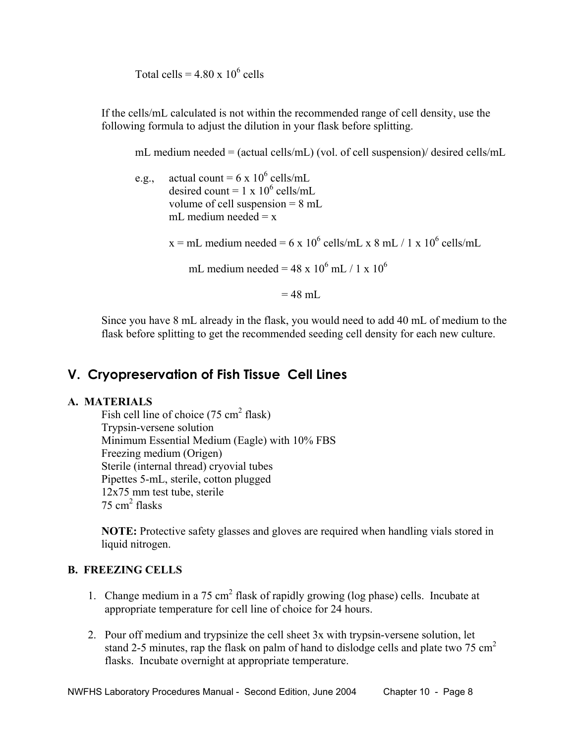Total cells = $4.80 \times 10^6$ cells

If the cells/mL calculated is not within the recommended range of cell density, use the following formula to adjust the dilution in your flask before splitting.

mL medium needed = (actual cells/mL) (vol. of cell suspension)/ desired cells/mL

e.g., actual count = $6 \times 10^6$ cells/mL
desired count = $1 \times 10^6$ cells/mL
volume of cell suspension = 8 mL
mL medium needed = x

x = mL medium needed = $6 \times 10^6$ cells/mL x 8 mL / $1 \times 10^6$ cells/mL

mL medium needed = $48 \times 10^6$ mL / $1 \times 10^6$

= 48 mL

Since you have 8 mL already in the flask, you would need to add 40 mL of medium to the flask before splitting to get the recommended seeding cell density for each new culture.

## V. Cryopreservation of Fish Tissue Cell Lines

### A. MATERIALS

Fish cell line of choice (75 $cm^2$ flask)
Trypsin-versene solution
Minimum Essential Medium (Eagle) with 10% FBS
Freezing medium (Origen)
Sterile (internal thread) cryovial tubes
Pipettes 5-mL, sterile, cotton plugged
12x75 mm test tube, sterile
75 $cm^2$ flasks

**NOTE:** Protective safety glasses and gloves are required when handling vials stored in liquid nitrogen.

### B. FREEZING CELLS

1. Change medium in a 75 $cm^2$ flask of rapidly growing (log phase) cells. Incubate at appropriate temperature for cell line of choice for 24 hours.

2. Pour off medium and trypsinize the cell sheet 3x with trypsin-versene solution, let stand 2-5 minutes, rap the flask on palm of hand to dislodge cells and plate two 75 $cm^2$ flasks. Incubate overnight at appropriate temperature.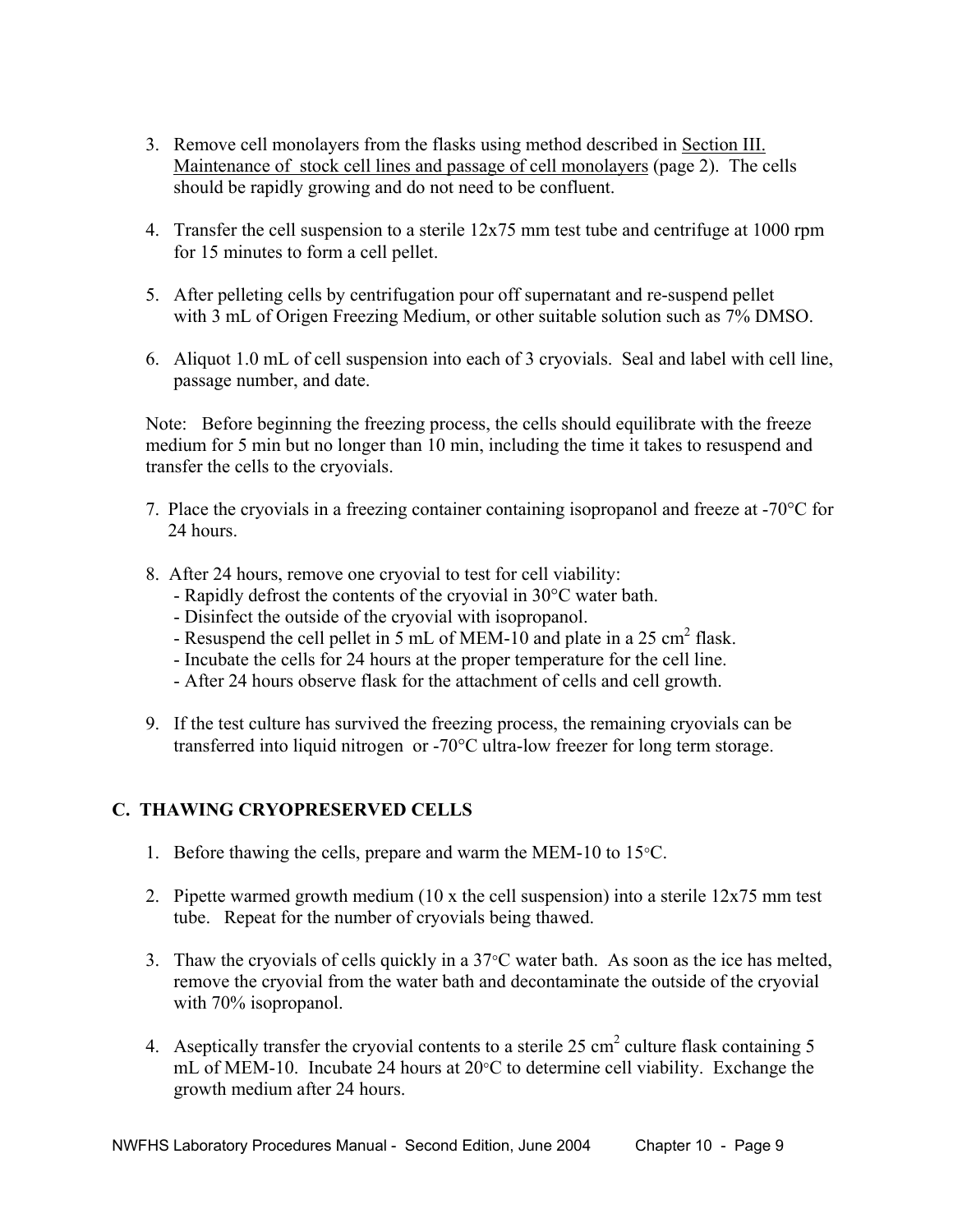3. Remove cell monolayers from the flasks using method described in Section III. Maintenance of stock cell lines and passage of cell monolayers (page 2). The cells should be rapidly growing and do not need to be confluent.

4. Transfer the cell suspension to a sterile 12x75 mm test tube and centrifuge at 1000 rpm for 15 minutes to form a cell pellet.

5. After pelleting cells by centrifugation pour off supernatant and re-suspend pellet with 3 mL of Origen Freezing Medium, or other suitable solution such as 7% DMSO.

6. Aliquot 1.0 mL of cell suspension into each of 3 cryovials. Seal and label with cell line, passage number, and date.

Note: Before beginning the freezing process, the cells should equilibrate with the freeze medium for 5 min but no longer than 10 min, including the time it takes to resuspend and transfer the cells to the cryovials.

7. Place the cryovials in a freezing container containing isopropanol and freeze at -70°C for 24 hours.

8. After 24 hours, remove one cryovial to test for cell viability:
   - Rapidly defrost the contents of the cryovial in 30°C water bath.
   - Disinfect the outside of the cryovial with isopropanol.
   - Resuspend the cell pellet in 5 mL of MEM-10 and plate in a 25 $cm^2$ flask.
   - Incubate the cells for 24 hours at the proper temperature for the cell line.
   - After 24 hours observe flask for the attachment of cells and cell growth.

9. If the test culture has survived the freezing process, the remaining cryovials can be transferred into liquid nitrogen or -70°C ultra-low freezer for long term storage.

## C. THAWING CRYOPRESERVED CELLS

1. Before thawing the cells, prepare and warm the MEM-10 to 15°C.

2. Pipette warmed growth medium (10 x the cell suspension) into a sterile 12x75 mm test tube. Repeat for the number of cryovials being thawed.

3. Thaw the cryovials of cells quickly in a 37°C water bath. As soon as the ice has melted, remove the cryovial from the water bath and decontaminate the outside of the cryovial with 70% isopropanol.

4. Aseptically transfer the cryovial contents to a sterile 25 $cm^2$ culture flask containing 5 mL of MEM-10. Incubate 24 hours at 20°C to determine cell viability. Exchange the growth medium after 24 hours.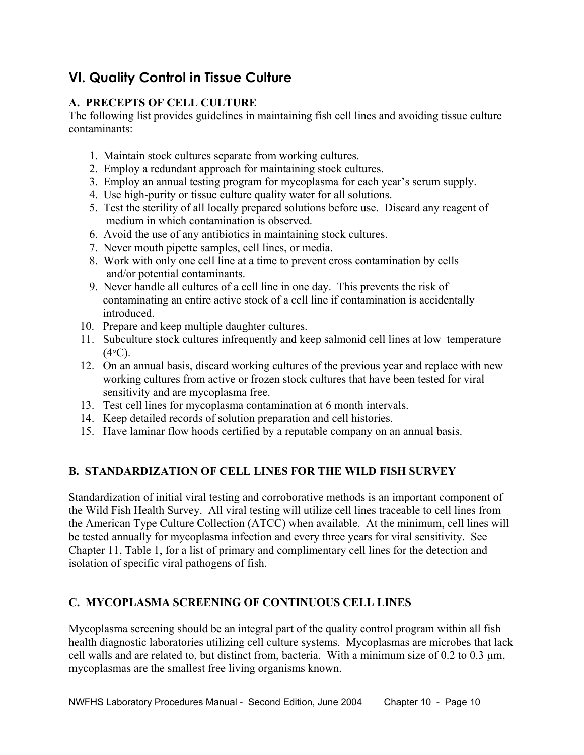## VI. Quality Control in Tissue Culture

### A. PRECEPTS OF CELL CULTURE

The following list provides guidelines in maintaining fish cell lines and avoiding tissue culture contaminants:

1. Maintain stock cultures separate from working cultures.
2. Employ a redundant approach for maintaining stock cultures.
3. Employ an annual testing program for mycoplasma for each year's serum supply.
4. Use high-purity or tissue culture quality water for all solutions.
5. Test the sterility of all locally prepared solutions before use. Discard any reagent of medium in which contamination is observed.
6. Avoid the use of any antibiotics in maintaining stock cultures.
7. Never mouth pipette samples, cell lines, or media.
8. Work with only one cell line at a time to prevent cross contamination by cells and/or potential contaminants.
9. Never handle all cultures of a cell line in one day. This prevents the risk of contaminating an entire active stock of a cell line if contamination is accidentally introduced.
10. Prepare and keep multiple daughter cultures.
11. Subculture stock cultures infrequently and keep salmonid cell lines at low temperature (4°C).
12. On an annual basis, discard working cultures of the previous year and replace with new working cultures from active or frozen stock cultures that have been tested for viral sensitivity and are mycoplasma free.
13. Test cell lines for mycoplasma contamination at 6 month intervals.
14. Keep detailed records of solution preparation and cell histories.
15. Have laminar flow hoods certified by a reputable company on an annual basis.

### B. STANDARDIZATION OF CELL LINES FOR THE WILD FISH SURVEY

Standardization of initial viral testing and corroborative methods is an important component of the Wild Fish Health Survey. All viral testing will utilize cell lines traceable to cell lines from the American Type Culture Collection (ATCC) when available. At the minimum, cell lines will be tested annually for mycoplasma infection and every three years for viral sensitivity. See Chapter 11, Table 1, for a list of primary and complimentary cell lines for the detection and isolation of specific viral pathogens of fish.

### C. MYCOPLASMA SCREENING OF CONTINUOUS CELL LINES

Mycoplasma screening should be an integral part of the quality control program within all fish health diagnostic laboratories utilizing cell culture systems. Mycoplasmas are microbes that lack cell walls and are related to, but distinct from, bacteria. With a minimum size of 0.2 to 0.3 µm, mycoplasmas are the smallest free living organisms known.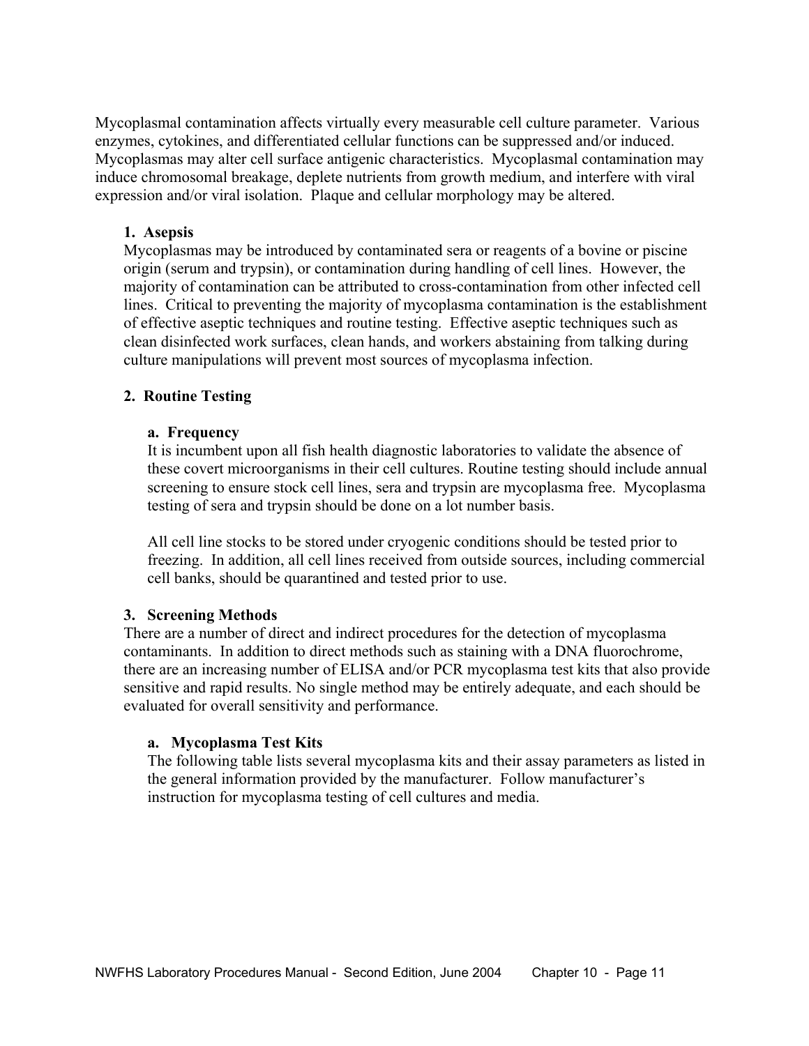Mycoplasmal contamination affects virtually every measurable cell culture parameter. Various enzymes, cytokines, and differentiated cellular functions can be suppressed and/or induced. Mycoplasmas may alter cell surface antigenic characteristics. Mycoplasmal contamination may induce chromosomal breakage, deplete nutrients from growth medium, and interfere with viral expression and/or viral isolation. Plaque and cellular morphology may be altered.

### 1. Asepsis

Mycoplasmas may be introduced by contaminated sera or reagents of a bovine or piscine origin (serum and trypsin), or contamination during handling of cell lines. However, the majority of contamination can be attributed to cross-contamination from other infected cell lines. Critical to preventing the majority of mycoplasma contamination is the establishment of effective aseptic techniques and routine testing. Effective aseptic techniques such as clean disinfected work surfaces, clean hands, and workers abstaining from talking during culture manipulations will prevent most sources of mycoplasma infection.

### 2. Routine Testing

#### a. Frequency

It is incumbent upon all fish health diagnostic laboratories to validate the absence of these covert microorganisms in their cell cultures. Routine testing should include annual screening to ensure stock cell lines, sera and trypsin are mycoplasma free. Mycoplasma testing of sera and trypsin should be done on a lot number basis.

All cell line stocks to be stored under cryogenic conditions should be tested prior to freezing. In addition, all cell lines received from outside sources, including commercial cell banks, should be quarantined and tested prior to use.

### 3. Screening Methods

There are a number of direct and indirect procedures for the detection of mycoplasma contaminants. In addition to direct methods such as staining with a DNA fluorochrome, there are an increasing number of ELISA and/or PCR mycoplasma test kits that also provide sensitive and rapid results. No single method may be entirely adequate, and each should be evaluated for overall sensitivity and performance.

#### a. Mycoplasma Test Kits

The following table lists several mycoplasma kits and their assay parameters as listed in the general information provided by the manufacturer. Follow manufacturer's instruction for mycoplasma testing of cell cultures and media.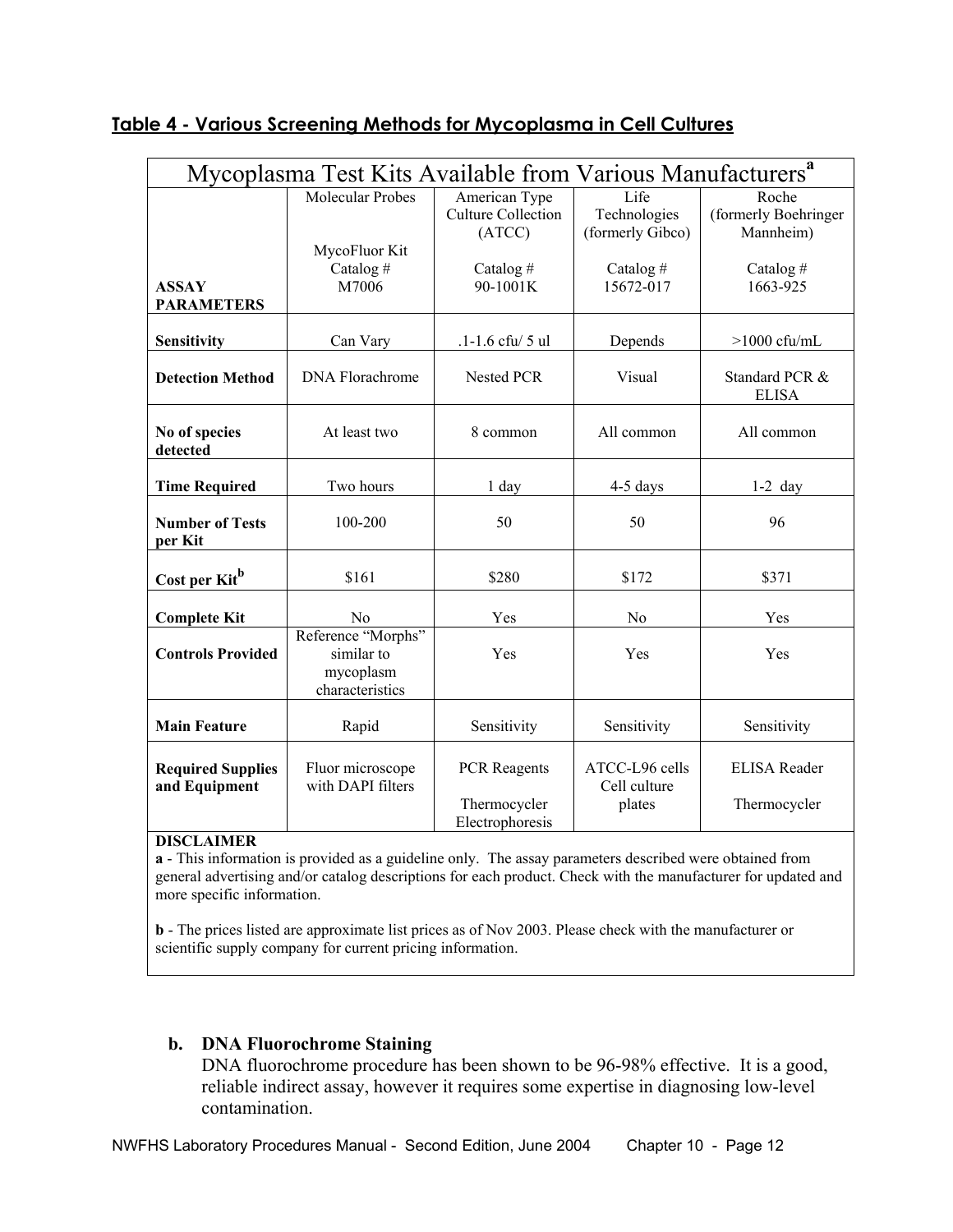## Table 4 - Various Screening Methods for Mycoplasma in Cell Cultures

| Mycoplasma Test Kits Available from Various Manufacturers[a] | | | | |
|---|---|---|---|---|
| **ASSAY PARAMETERS** | Molecular Probes<br><br>MycoFluor Kit<br>Catalog #<br>M7006 | American Type Culture Collection (ATCC)<br><br>Catalog #<br>90-1001K | Life Technologies (formerly Gibco)<br><br>Catalog #<br>15672-017 | Roche (formerly Boehringer Mannheim)<br><br>Catalog #<br>1663-925 |
| **Sensitivity** | Can Vary | .1-1.6 cfu/ 5 ul | Depends | >1000 cfu/mL |
| **Detection Method** | DNA Florachrome | Nested PCR | Visual | Standard PCR & ELISA |
| **No of species detected** | At least two | 8 common | All common | All common |
| **Time Required** | Two hours | 1 day | 4-5 days | 1-2 day |
| **Number of Tests per Kit** | 100-200 | 50 | 50 | 96 |
| **Cost per Kit[b]** | $161 | $280 | $172 | $371 |
| **Complete Kit** | No | Yes | No | Yes |
| **Controls Provided** | Reference "Morphs" similar to mycoplasm characteristics | Yes | Yes | Yes |
| **Main Feature** | Rapid | Sensitivity | Sensitivity | Sensitivity |
| **Required Supplies and Equipment** | Fluor microscope with DAPI filters | PCR Reagents<br><br>Thermocycler<br>Electrophoresis | ATCC-L96 cells<br>Cell culture plates | ELISA Reader<br><br>Thermocycler |

**DISCLAIMER**

**a** - This information is provided as a guideline only. The assay parameters described were obtained from general advertising and/or catalog descriptions for each product. Check with the manufacturer for updated and more specific information.

**b** - The prices listed are approximate list prices as of Nov 2003. Please check with the manufacturer or scientific supply company for current pricing information.

**b. DNA Fluorochrome Staining**

DNA fluorochrome procedure has been shown to be 96-98% effective. It is a good, reliable indirect assay, however it requires some expertise in diagnosing low-level contamination.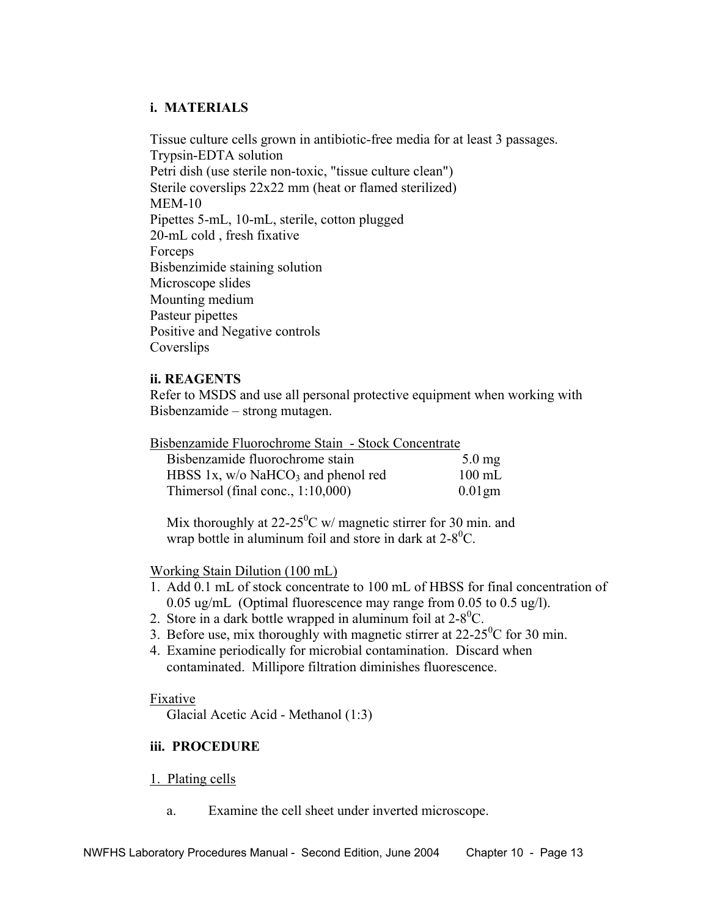### i. MATERIALS

Tissue culture cells grown in antibiotic-free media for at least 3 passages.
Trypsin-EDTA solution
Petri dish (use sterile non-toxic, "tissue culture clean")
Sterile coverslips 22x22 mm (heat or flamed sterilized)
MEM-10
Pipettes 5-mL, 10-mL, sterile, cotton plugged
20-mL cold , fresh fixative
Forceps
Bisbenzimide staining solution
Microscope slides
Mounting medium
Pasteur pipettes
Positive and Negative controls
Coverslips

### ii. REAGENTS

Refer to MSDS and use all personal protective equipment when working with Bisbenzamide – strong mutagen.

<u>Bisbenzamide Fluorochrome Stain - Stock Concentrate</u>

| | |
|---|---|
| Bisbenzamide fluorochrome stain | 5.0 mg |
| HBSS 1x, w/o $NaHCO_3$ and phenol red | 100 mL |
| Thimersol (final conc., 1:10,000) | 0.01gm |

Mix thoroughly at 22-25$^0$C w/ magnetic stirrer for 30 min. and wrap bottle in aluminum foil and store in dark at 2-8$^0$C.

<u>Working Stain Dilution (100 mL)</u>

1. Add 0.1 mL of stock concentrate to 100 mL of HBSS for final concentration of 0.05 ug/mL (Optimal fluorescence may range from 0.05 to 0.5 ug/l).
2. Store in a dark bottle wrapped in aluminum foil at 2-8$^0$C.
3. Before use, mix thoroughly with magnetic stirrer at 22-25$^0$C for 30 min.
4. Examine periodically for microbial contamination. Discard when contaminated. Millipore filtration diminishes fluorescence.

<u>Fixative</u>

Glacial Acetic Acid - Methanol (1:3)

### iii. PROCEDURE

<u>1. Plating cells</u>

a. Examine the cell sheet under inverted microscope.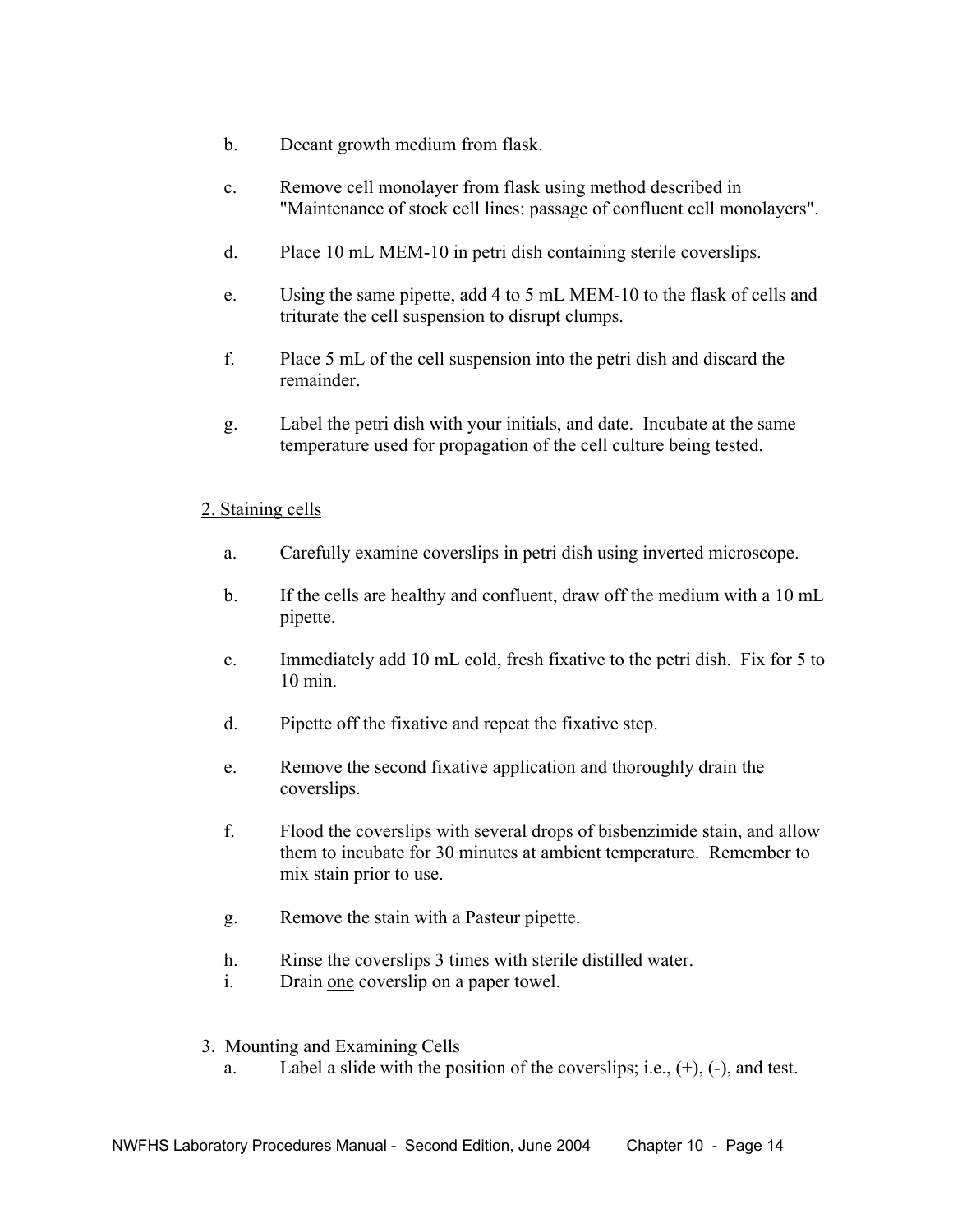b. Decant growth medium from flask.

c. Remove cell monolayer from flask using method described in "Maintenance of stock cell lines: passage of confluent cell monolayers".

d. Place 10 mL MEM-10 in petri dish containing sterile coverslips.

e. Using the same pipette, add 4 to 5 mL MEM-10 to the flask of cells and triturate the cell suspension to disrupt clumps.

f. Place 5 mL of the cell suspension into the petri dish and discard the remainder.

g. Label the petri dish with your initials, and date. Incubate at the same temperature used for propagation of the cell culture being tested.

<u>2. Staining cells</u>

a. Carefully examine coverslips in petri dish using inverted microscope.

b. If the cells are healthy and confluent, draw off the medium with a 10 mL pipette.

c. Immediately add 10 mL cold, fresh fixative to the petri dish. Fix for 5 to 10 min.

d. Pipette off the fixative and repeat the fixative step.

e. Remove the second fixative application and thoroughly drain the coverslips.

f. Flood the coverslips with several drops of bisbenzimide stain, and allow them to incubate for 30 minutes at ambient temperature. Remember to mix stain prior to use.

g. Remove the stain with a Pasteur pipette.

h. Rinse the coverslips 3 times with sterile distilled water.

i. Drain <u>one</u> coverslip on a paper towel.

<u>3. Mounting and Examining Cells</u>

a. Label a slide with the position of the coverslips; i.e., (+), (-), and test.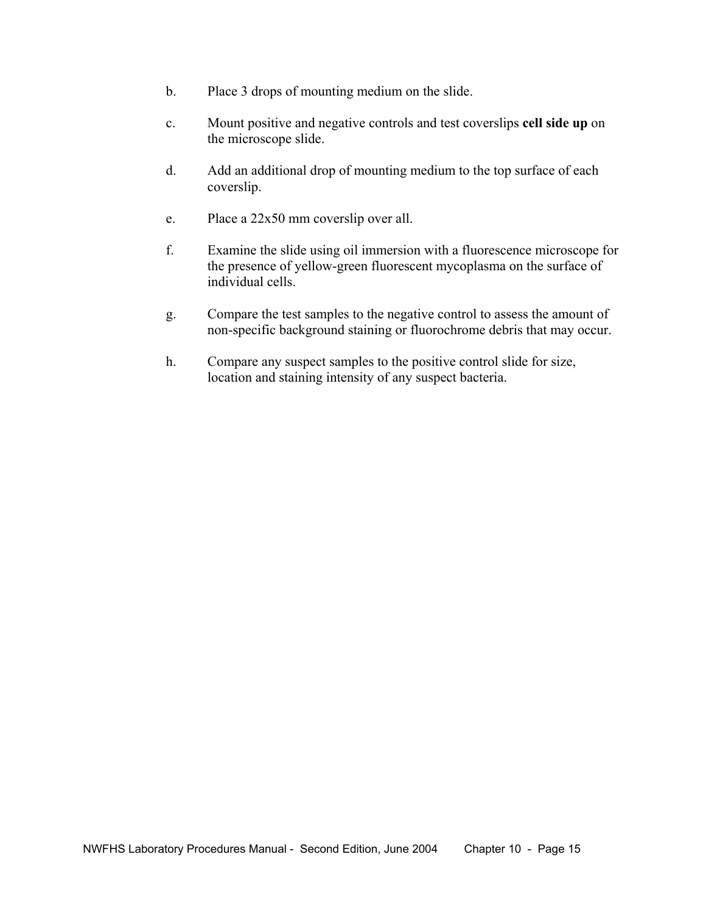b. Place 3 drops of mounting medium on the slide.

c. Mount positive and negative controls and test coverslips **cell side up** on the microscope slide.

d. Add an additional drop of mounting medium to the top surface of each coverslip.

e. Place a 22x50 mm coverslip over all.

f. Examine the slide using oil immersion with a fluorescence microscope for the presence of yellow-green fluorescent mycoplasma on the surface of individual cells.

g. Compare the test samples to the negative control to assess the amount of non-specific background staining or fluorochrome debris that may occur.

h. Compare any suspect samples to the positive control slide for size, location and staining intensity of any suspect bacteria.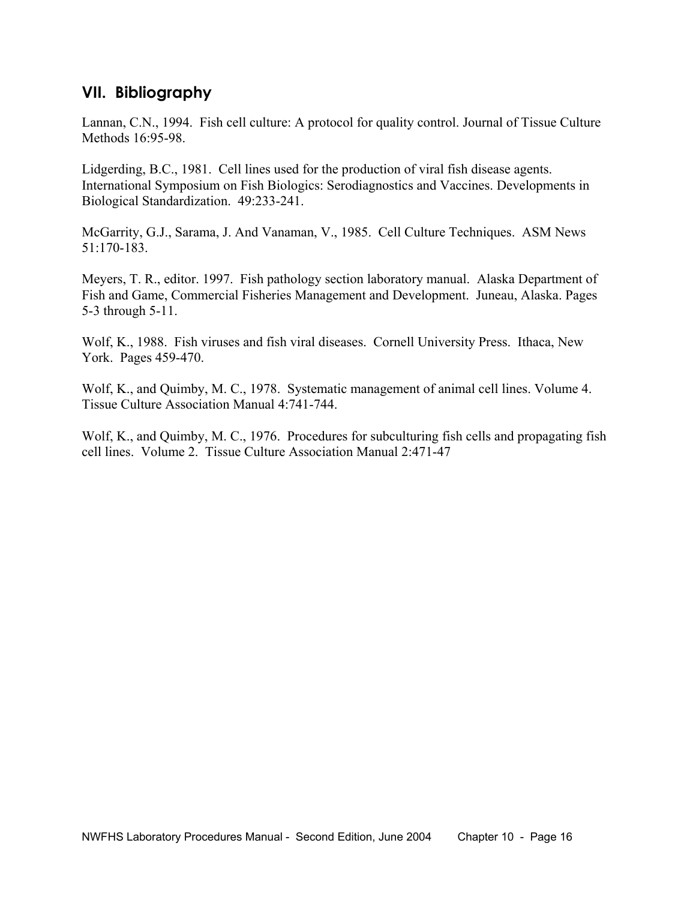## VII. Bibliography

Lannan, C.N., 1994. Fish cell culture: A protocol for quality control. Journal of Tissue Culture Methods 16:95-98.

Lidgerding, B.C., 1981. Cell lines used for the production of viral fish disease agents. International Symposium on Fish Biologics: Serodiagnostics and Vaccines. Developments in Biological Standardization. 49:233-241.

McGarrity, G.J., Sarama, J. And Vanaman, V., 1985. Cell Culture Techniques. ASM News 51:170-183.

Meyers, T. R., editor. 1997. Fish pathology section laboratory manual. Alaska Department of Fish and Game, Commercial Fisheries Management and Development. Juneau, Alaska. Pages 5-3 through 5-11.

Wolf, K., 1988. Fish viruses and fish viral diseases. Cornell University Press. Ithaca, New York. Pages 459-470.

Wolf, K., and Quimby, M. C., 1978. Systematic management of animal cell lines. Volume 4. Tissue Culture Association Manual 4:741-744.

Wolf, K., and Quimby, M. C., 1976. Procedures for subculturing fish cells and propagating fish cell lines. Volume 2. Tissue Culture Association Manual 2:471-47